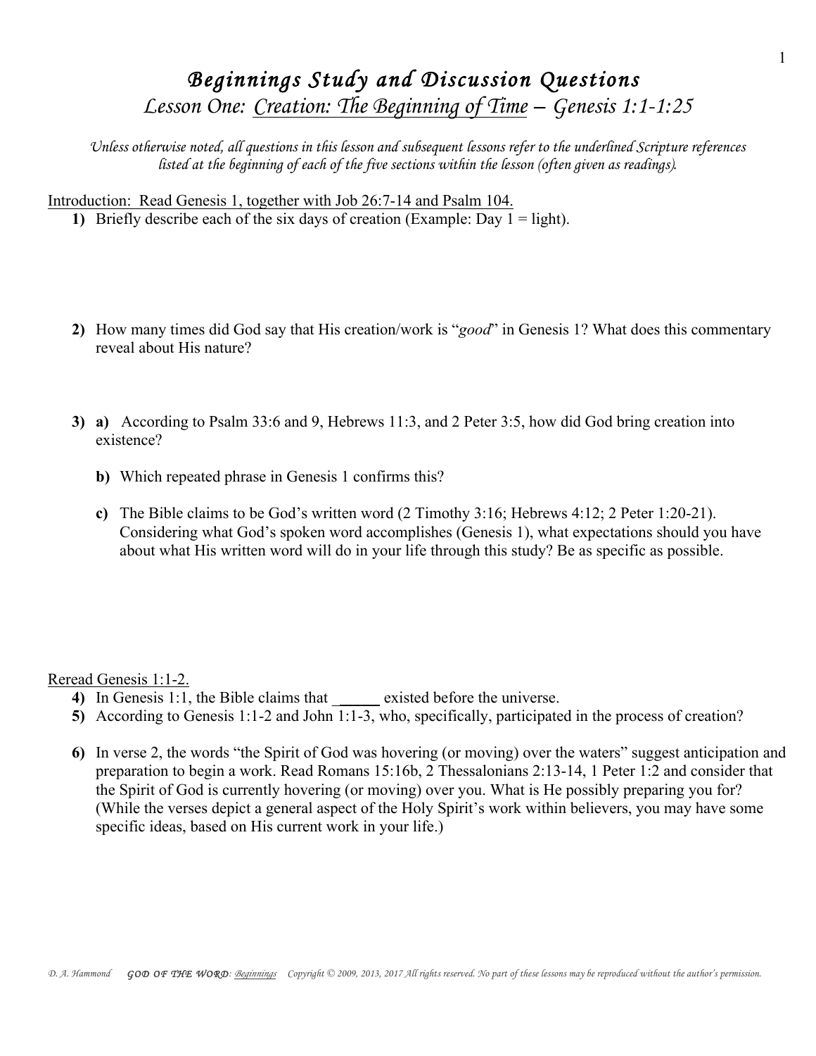# *Beginnings Study and Discussion Questions*

## *Lesson One: Creation: The Beginning of Time – Genesis 1:1-1:25*

*Unless otherwise noted, all questions in this lesson and subsequent lessons refer to the underlined Scripture references listed at the beginning of each of the five sections within the lesson (often given as readings).*

Introduction: Read Genesis 1, together with Job 26:7-14 and Psalm 104.

**1)** Briefly describe each of the six days of creation (Example: Day 1 = light).

**2)** How many times did God say that His creation/work is "*good*" in Genesis 1? What does this commentary reveal about His nature?

**3)** **a)** According to Psalm 33:6 and 9, Hebrews 11:3, and 2 Peter 3:5, how did God bring creation into existence?

**b)** Which repeated phrase in Genesis 1 confirms this?

**c)** The Bible claims to be God's written word (2 Timothy 3:16; Hebrews 4:12; 2 Peter 1:20-21). Considering what God's spoken word accomplishes (Genesis 1), what expectations should you have about what His written word will do in your life through this study? Be as specific as possible.

Reread Genesis 1:1-2.

**4)** In Genesis 1:1, the Bible claims that ______ existed before the universe.

**5)** According to Genesis 1:1-2 and John 1:1-3, who, specifically, participated in the process of creation?

**6)** In verse 2, the words "the Spirit of God was hovering (or moving) over the waters" suggest anticipation and preparation to begin a work. Read Romans 15:16b, 2 Thessalonians 2:13-14, 1 Peter 1:2 and consider that the Spirit of God is currently hovering (or moving) over you. What is He possibly preparing you for? (While the verses depict a general aspect of the Holy Spirit's work within believers, you may have some specific ideas, based on His current work in your life.)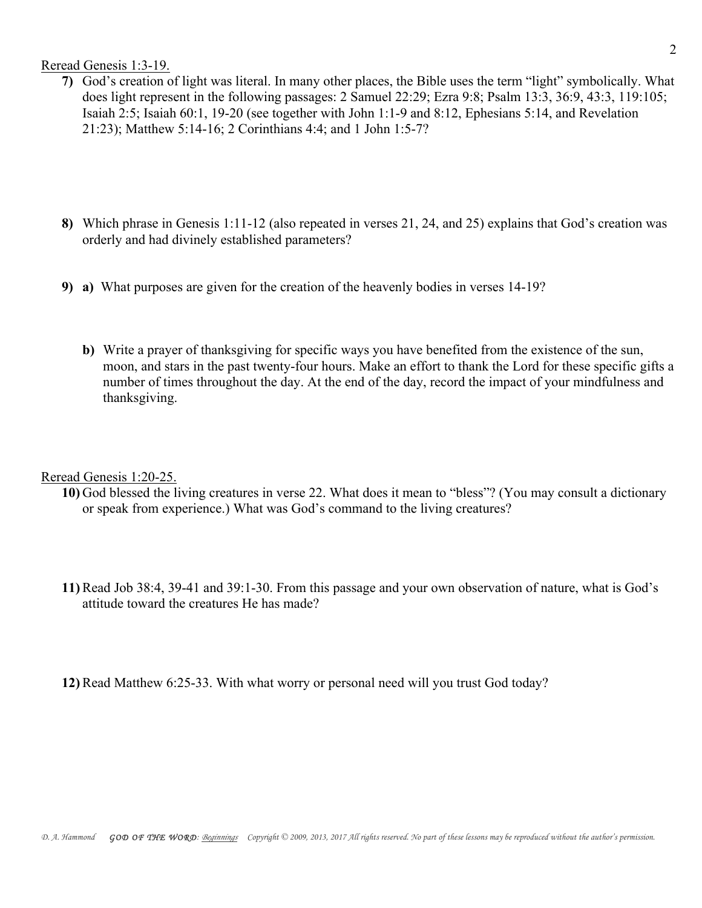<u>Reread Genesis 1:3-19.</u>

**7)** God's creation of light was literal. In many other places, the Bible uses the term "light" symbolically. What does light represent in the following passages: 2 Samuel 22:29; Ezra 9:8; Psalm 13:3, 36:9, 43:3, 119:105; Isaiah 2:5; Isaiah 60:1, 19-20 (see together with John 1:1-9 and 8:12, Ephesians 5:14, and Revelation 21:23); Matthew 5:14-16; 2 Corinthians 4:4; and 1 John 1:5-7?

**8)** Which phrase in Genesis 1:11-12 (also repeated in verses 21, 24, and 25) explains that God's creation was orderly and had divinely established parameters?

**9) a)** What purposes are given for the creation of the heavenly bodies in verses 14-19?

**b)** Write a prayer of thanksgiving for specific ways you have benefited from the existence of the sun, moon, and stars in the past twenty-four hours. Make an effort to thank the Lord for these specific gifts a number of times throughout the day. At the end of the day, record the impact of your mindfulness and thanksgiving.

<u>Reread Genesis 1:20-25.</u>

**10)** God blessed the living creatures in verse 22. What does it mean to "bless"? (You may consult a dictionary or speak from experience.) What was God's command to the living creatures?

**11)** Read Job 38:4, 39-41 and 39:1-30. From this passage and your own observation of nature, what is God's attitude toward the creatures He has made?

**12)** Read Matthew 6:25-33. With what worry or personal need will you trust God today?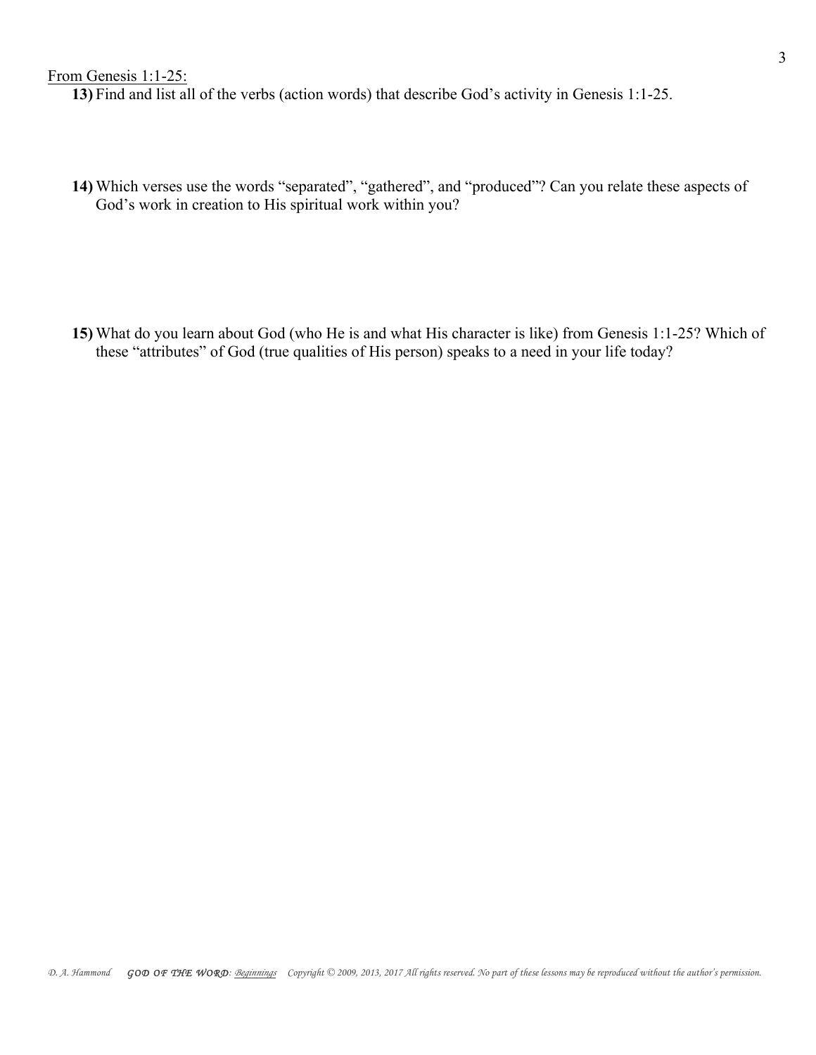From Genesis 1:1-25:

**13)** Find and list all of the verbs (action words) that describe God's activity in Genesis 1:1-25.

**14)** Which verses use the words "separated", "gathered", and "produced"? Can you relate these aspects of God's work in creation to His spiritual work within you?

**15)** What do you learn about God (who He is and what His character is like) from Genesis 1:1-25? Which of these "attributes" of God (true qualities of His person) speaks to a need in your life today?